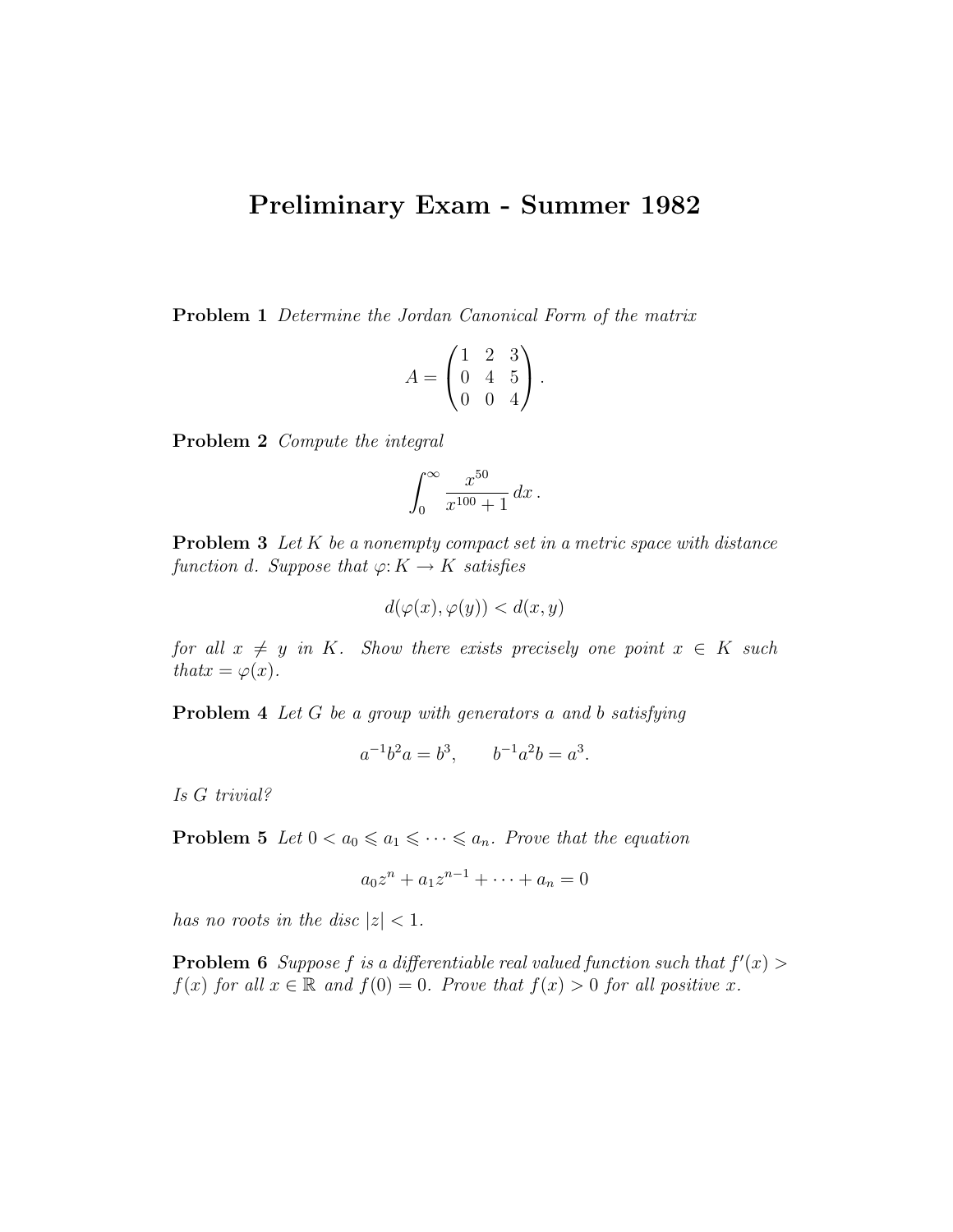# Preliminary Exam - Summer 1982

**Problem 1** *Determine the Jordan Canonical Form of the matrix*

$$A = \begin{pmatrix} 1 & 2 & 3 \\ 0 & 4 & 5 \\ 0 & 0 & 4 \end{pmatrix}.$$

**Problem 2** *Compute the integral*

$$\int_0^\infty \frac{x^{50}}{x^{100}+1}\,dx\,.$$

**Problem 3** *Let $K$ be a nonempty compact set in a metric space with distance function $d$. Suppose that $\varphi\colon K \to K$ satisfies*

$$d(\varphi(x), \varphi(y)) < d(x, y)$$

*for all $x \neq y$ in $K$. Show there exists precisely one point $x \in K$ such thatx $= \varphi(x)$.*

**Problem 4** *Let $G$ be a group with generators $a$ and $b$ satisfying*

$$a^{-1}b^2a = b^3, \qquad b^{-1}a^2b = a^3.$$

*Is $G$ trivial?*

**Problem 5** *Let $0 < a_0 \leqslant a_1 \leqslant \cdots \leqslant a_n$. Prove that the equation*

$$a_0z^n + a_1z^{n-1} + \cdots + a_n = 0$$

*has no roots in the disc $|z| < 1$.*

**Problem 6** *Suppose $f$ is a differentiable real valued function such that $f'(x) > f(x)$ for all $x \in \mathbb{R}$ and $f(0) = 0$. Prove that $f(x) > 0$ for all positive $x$.*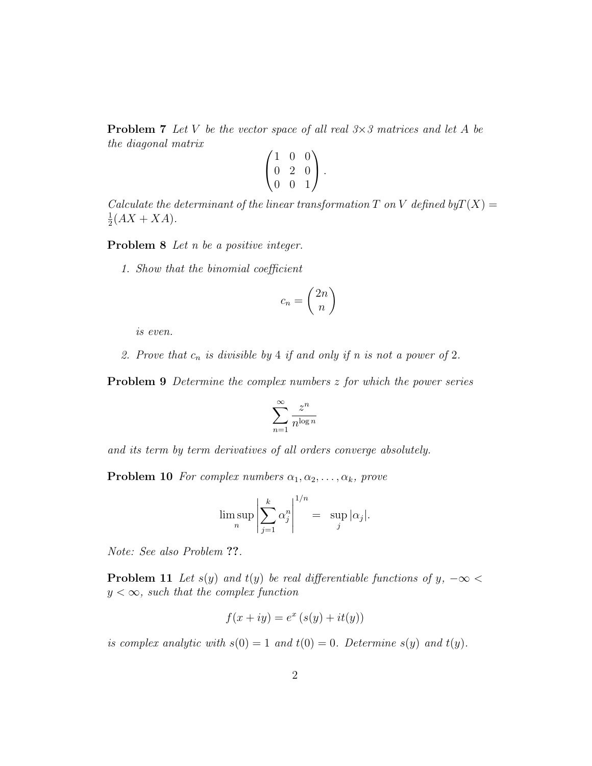**Problem 7** *Let $V$ be the vector space of all real $3\times 3$ matrices and let $A$ be the diagonal matrix*

$$\begin{pmatrix} 1 & 0 & 0 \\ 0 & 2 & 0 \\ 0 & 0 & 1 \end{pmatrix}.$$

*Calculate the determinant of the linear transformation $T$ on $V$ defined by$T(X) = \frac{1}{2}(AX + XA)$.*

**Problem 8** *Let $n$ be a positive integer.*

1. *Show that the binomial coefficient*

$$c_n = \binom{2n}{n}$$

*is even.*

2. *Prove that $c_n$ is divisible by 4 if and only if $n$ is not a power of 2.*

**Problem 9** *Determine the complex numbers $z$ for which the power series*

$$\sum_{n=1}^{\infty} \frac{z^n}{n^{\log n}}$$

*and its term by term derivatives of all orders converge absolutely.*

**Problem 10** *For complex numbers $\alpha_1, \alpha_2, \ldots, \alpha_k$, prove*

$$\limsup_n \left| \sum_{j=1}^{k} \alpha_j^n \right|^{1/n} = \sup_j |\alpha_j|.$$

*Note: See also Problem* **??**.

**Problem 11** *Let $s(y)$ and $t(y)$ be real differentiable functions of $y$, $-\infty < y < \infty$, such that the complex function*

$$f(x + iy) = e^x \left( s(y) + it(y) \right)$$

*is complex analytic with $s(0) = 1$ and $t(0) = 0$. Determine $s(y)$ and $t(y)$.*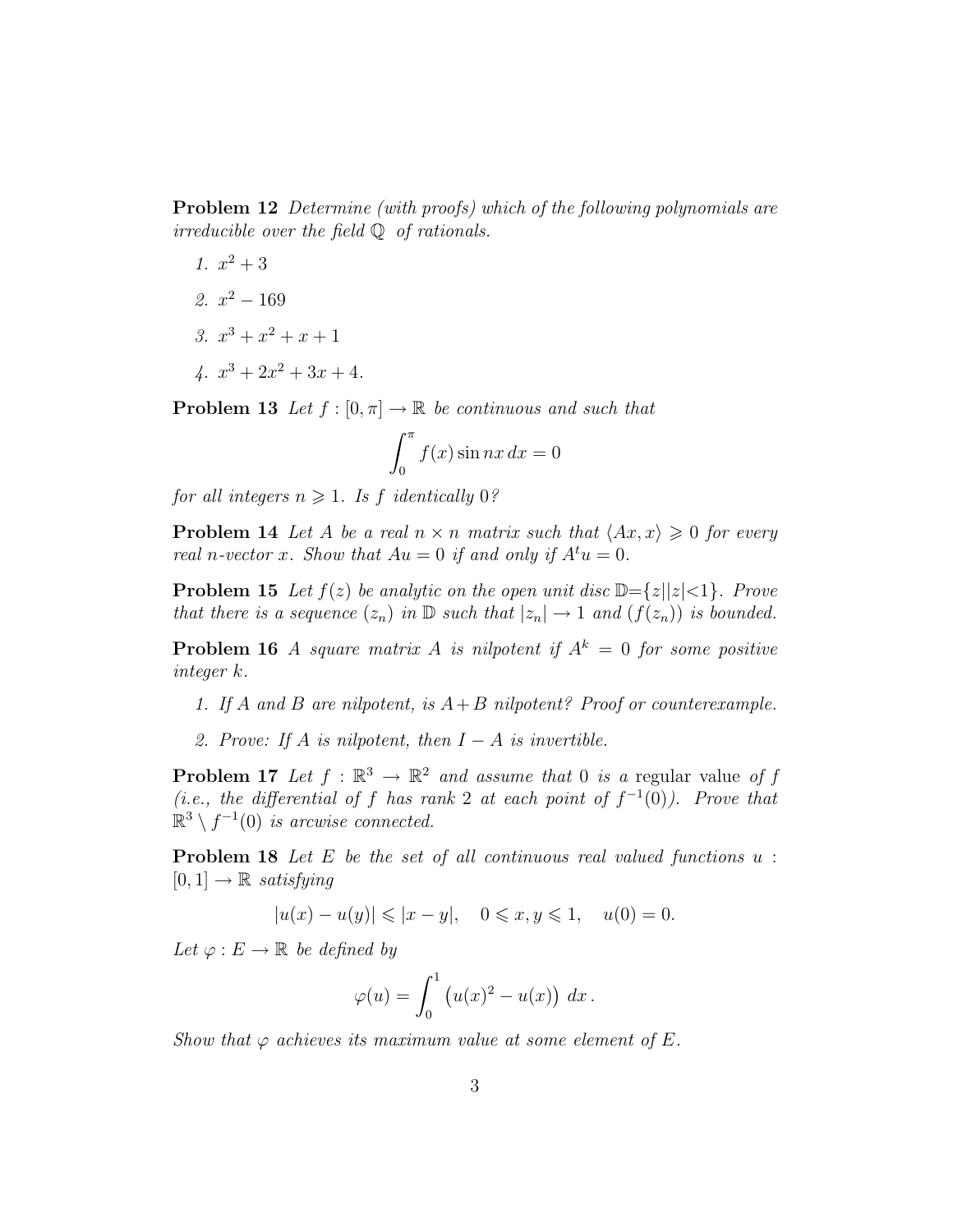**Problem 12** *Determine (with proofs) which of the following polynomials are irreducible over the field $\mathbb{Q}$ of rationals.*

1. $x^2 + 3$
2. $x^2 - 169$
3. $x^3 + x^2 + x + 1$
4. $x^3 + 2x^2 + 3x + 4$.

**Problem 13** *Let $f : [0, \pi] \to \mathbb{R}$ be continuous and such that*

$$\int_0^\pi f(x) \sin nx \, dx = 0$$

*for all integers $n \geqslant 1$. Is $f$ identically 0?*

**Problem 14** *Let $A$ be a real $n \times n$ matrix such that $\langle Ax, x \rangle \geqslant 0$ for every real $n$-vector $x$. Show that $Au = 0$ if and only if $A^t u = 0$.*

**Problem 15** *Let $f(z)$ be analytic on the open unit disc $\mathbb{D}=\{z||z|<1\}$. Prove that there is a sequence $(z_n)$ in $\mathbb{D}$ such that $|z_n| \to 1$ and $(f(z_n))$ is bounded.*

**Problem 16** *A square matrix $A$ is nilpotent if $A^k = 0$ for some positive integer $k$.*

1. *If $A$ and $B$ are nilpotent, is $A+B$ nilpotent? Proof or counterexample.*
2. *Prove: If $A$ is nilpotent, then $I - A$ is invertible.*

**Problem 17** *Let $f : \mathbb{R}^3 \to \mathbb{R}^2$ and assume that 0 is a* regular value *of $f$ (i.e., the differential of $f$ has rank 2 at each point of $f^{-1}(0)$). Prove that $\mathbb{R}^3 \setminus f^{-1}(0)$ is arcwise connected.*

**Problem 18** *Let $E$ be the set of all continuous real valued functions $u : [0,1] \to \mathbb{R}$ satisfying*

$$|u(x) - u(y)| \leqslant |x - y|, \quad 0 \leqslant x, y \leqslant 1, \quad u(0) = 0.$$

*Let $\varphi : E \to \mathbb{R}$ be defined by*

$$\varphi(u) = \int_0^1 \left( u(x)^2 - u(x) \right) \, dx \, .$$

*Show that $\varphi$ achieves its maximum value at some element of $E$.*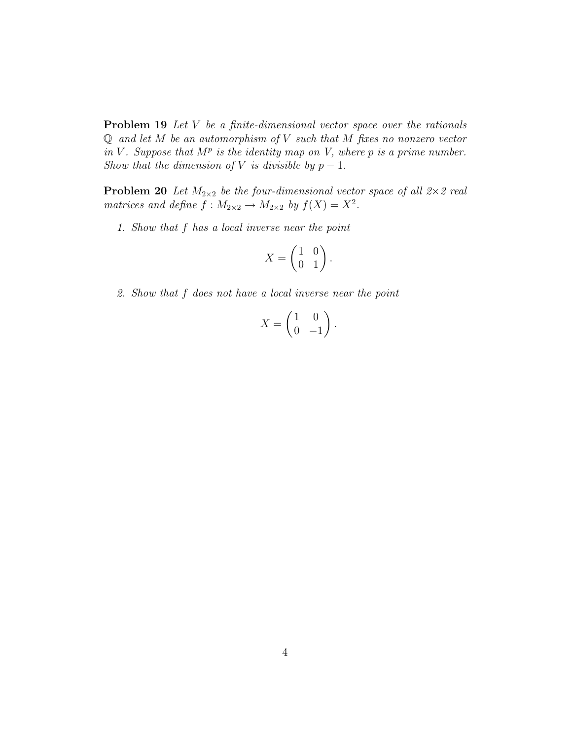**Problem 19** *Let $V$ be a finite-dimensional vector space over the rationals $\mathbb{Q}$ and let $M$ be an automorphism of $V$ such that $M$ fixes no nonzero vector in $V$. Suppose that $M^p$ is the identity map on $V$, where $p$ is a prime number. Show that the dimension of $V$ is divisible by $p-1$.*

**Problem 20** *Let $M_{2\times 2}$ be the four-dimensional vector space of all 2×2 real matrices and define $f : M_{2\times 2} \to M_{2\times 2}$ by $f(X) = X^2$.*

1. *Show that $f$ has a local inverse near the point*

$$X = \begin{pmatrix} 1 & 0 \\ 0 & 1 \end{pmatrix}.$$

2. *Show that $f$ does not have a local inverse near the point*

$$X = \begin{pmatrix} 1 & 0 \\ 0 & -1 \end{pmatrix}.$$